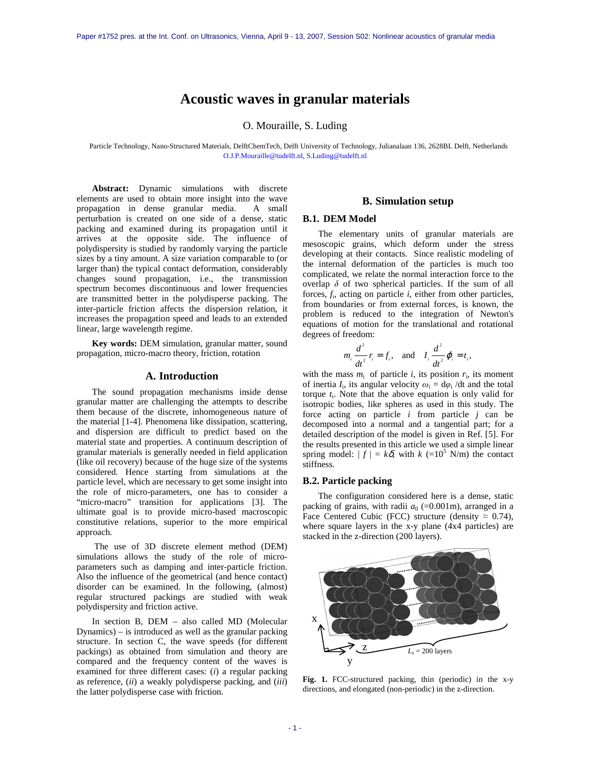# Acoustic waves in granular materials

O. Mouraille, S. Luding

Particle Technology, Nano-Structured Materials, DelftChemTech, Delft University of Technology, Julianalaan 136, 2628BL Delft, Netherlands
O.J.P.Mouraille@tudelft.nl, S.Luding@tudelft.nl

**Abstract:** Dynamic simulations with discrete elements are used to obtain more insight into the wave propagation in dense granular media. A small perturbation is created on one side of a dense, static packing and examined during its propagation until it arrives at the opposite side. The influence of polydispersity is studied by randomly varying the particle sizes by a tiny amount. A size variation comparable to (or larger than) the typical contact deformation, considerably changes sound propagation, i.e., the transmission spectrum becomes discontinuous and lower frequencies are transmitted better in the polydisperse packing. The inter-particle friction affects the dispersion relation, it increases the propagation speed and leads to an extended linear, large wavelength regime.

**Key words:** DEM simulation, granular matter, sound propagation, micro-macro theory, friction, rotation

## A. Introduction

The sound propagation mechanisms inside dense granular matter are challenging the attempts to describe them because of the discrete, inhomogeneous nature of the material [1-4]. Phenomena like dissipation, scattering, and dispersion are difficult to predict based on the material state and properties. A continuum description of granular materials is generally needed in field application (like oil recovery) because of the huge size of the systems considered. Hence starting from simulations at the particle level, which are necessary to get some insight into the role of micro-parameters, one has to consider a "micro-macro" transition for applications [3]. The ultimate goal is to provide micro-based macroscopic constitutive relations, superior to the more empirical approach.

The use of 3D discrete element method (DEM) simulations allows the study of the role of micro-parameters such as damping and inter-particle friction. Also the influence of the geometrical (and hence contact) disorder can be examined. In the following, (almost) regular structured packings are studied with weak polydispersity and friction active.

In section B, DEM – also called MD (Molecular Dynamics) – is introduced as well as the granular packing structure. In section C, the wave speeds (for different packings) as obtained from simulation and theory are compared and the frequency content of the waves is examined for three different cases: (*i*) a regular packing as reference, (*ii*) a weakly polydisperse packing, and (*iii*) the latter polydisperse case with friction.

## B. Simulation setup

### B.1. DEM Model

The elementary units of granular materials are mesoscopic grains, which deform under the stress developing at their contacts. Since realistic modeling of the internal deformation of the particles is much too complicated, we relate the normal interaction force to the overlap $\delta$ of two spherical particles. If the sum of all forces, $f_i$, acting on particle $i$, either from other particles, from boundaries or from external forces, is known, the problem is reduced to the integration of Newton's equations of motion for the translational and rotational degrees of freedom:

$$m_i \frac{d^2}{dt^2} r_i = f_i, \quad \text{and} \quad I_i \frac{d^2}{dt^2} \varphi_i = t_i,$$

with the mass $m_i$ of particle $i$, its position $r_i$, its moment of inertia $I_i$, its angular velocity $\omega_i = d\varphi_i/dt$ and the total torque $t_i$. Note that the above equation is only valid for isotropic bodies, like spheres as used in this study. The force acting on particle $i$ from particle $j$ can be decomposed into a normal and a tangential part; for a detailed description of the model is given in Ref. [5]. For the results presented in this article we used a simple linear spring model: $|f| = k\delta$, with $k$ ($=10^5$ N/m) the contact stiffness.

### B.2. Particle packing

The configuration considered here is a dense, static packing of grains, with radii $a_0$ ($=0.001$m), arranged in a Face Centered Cubic (FCC) structure (density $\approx$ 0.74), where square layers in the x-y plane (4x4 particles) are stacked in the z-direction (200 layers).

**Fig. 1.** FCC-structured packing, thin (periodic) in the x-y directions, and elongated (non-periodic) in the z-direction.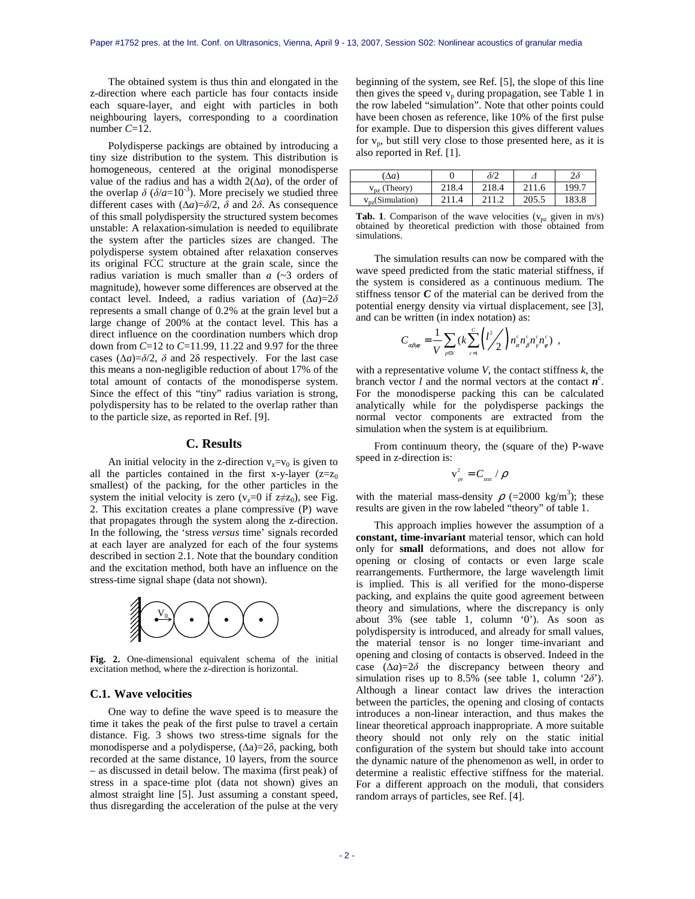The obtained system is thus thin and elongated in the z-direction where each particle has four contacts inside each square-layer, and eight with particles in both neighbouring layers, corresponding to a coordination number $C$=12.

Polydisperse packings are obtained by introducing a tiny size distribution to the system. This distribution is homogeneous, centered at the original monodisperse value of the radius and has a width $2(\Delta a)$, of the order of the overlap $\delta$ ($\delta/a=10^{-3}$). More precisely we studied three different cases with $(\Delta a)=\delta/2$, $\delta$ and $2\delta$. As consequence of this small polydispersity the structured system becomes unstable: A relaxation-simulation is needed to equilibrate the system after the particles sizes are changed. The polydisperse system obtained after relaxation conserves its original FCC structure at the grain scale, since the radius variation is much smaller than $a$ (~3 orders of magnitude), however some differences are observed at the contact level. Indeed, a radius variation of $(\Delta a)=2\delta$ represents a small change of 0.2% at the grain level but a large change of 200% at the contact level. This has a direct influence on the coordination numbers which drop down from $C$=12 to $C$=11.99, 11.22 and 9.97 for the three cases $(\Delta a)=\delta/2$, $\delta$ and $2\delta$ respectively. For the last case this means a non-negligible reduction of about 17% of the total amount of contacts of the monodisperse system. Since the effect of this "tiny" radius variation is strong, polydispersity has to be related to the overlap rather than to the particle size, as reported in Ref. [9].

## C. Results

An initial velocity in the z-direction $v_z=v_0$ is given to all the particles contained in the first x-y-layer ($z=z_0$ smallest) of the packing, for the other particles in the system the initial velocity is zero ($v_z=0$ if $z\neq z_0$), see Fig. 2. This excitation creates a plane compressive (P) wave that propagates through the system along the z-direction. In the following, the 'stress *versus* time' signals recorded at each layer are analyzed for each of the four systems described in section 2.1. Note that the boundary condition and the excitation method, both have an influence on the stress-time signal shape (data not shown).

**Fig. 2.** One-dimensional equivalent schema of the initial excitation method, where the z-direction is horizontal.

### C.1. Wave velocities

One way to define the wave speed is to measure the time it takes the peak of the first pulse to travel a certain distance. Fig. 3 shows two stress-time signals for the monodisperse and a polydisperse, $(\Delta a)=2\delta$, packing, both recorded at the same distance, 10 layers, from the source – as discussed in detail below. The maxima (first peak) of stress in a space-time plot (data not shown) gives an almost straight line [5]. Just assuming a constant speed, thus disregarding the acceleration of the pulse at the very beginning of the system, see Ref. [5], the slope of this line then gives the speed $v_p$ during propagation, see Table 1 in the row labeled "simulation". Note that other points could have been chosen as reference, like 10% of the first pulse for example. Due to dispersion this gives different values for $v_p$, but still very close to those presented here, as it is also reported in Ref. [1].

| $(\Delta a)$ | 0 | $\delta/2$ | $\Delta$ | $2\delta$ |
|---|---|---|---|---|
| $v_{pz}$ (Theory) | 218.4 | 218.4 | 211.6 | 199.7 |
| $v_{pz}$(Simulation) | 211.4 | 211.2 | 205.5 | 183.8 |

**Tab. 1**. Comparison of the wave velocities ($v_{pz}$ given in m/s) obtained by theoretical prediction with those obtained from simulations.

The simulation results can now be compared with the wave speed predicted from the static material stiffness, if the system is considered as a continuous medium. The stiffness tensor $\boldsymbol{C}$ of the material can be derived from the potential energy density via virtual displacement, see [3], and can be written (in index notation) as:

$$C_{\alpha\beta\gamma\varphi} = \frac{1}{V}\sum_{p\in V}\left(k\sum_{c=1}^{C}\left(l^2/2\right)n_\alpha^c n_\beta^c n_\gamma^c n_\varphi^c\right) ,$$

with a representative volume $V$, the contact stiffness $k$, the branch vector $l$ and the normal vectors at the contact $\boldsymbol{n}^c$. For the monodisperse packing this can be calculated analytically while for the polydisperse packings the normal vector components are extracted from the simulation when the system is at equilibrium.

From continuum theory, the (square of the) P-wave speed in z-direction is:

$$v_{pz}^2 = C_{zzzz} / \rho$$

with the material mass-density $\rho$ (=2000 kg/m$^3$); these results are given in the row labeled "theory" of table 1.

This approach implies however the assumption of a **constant, time-invariant** material tensor, which can hold only for **small** deformations, and does not allow for opening or closing of contacts or even large scale rearrangements. Furthermore, the large wavelength limit is implied. This is all verified for the mono-disperse packing, and explains the quite good agreement between theory and simulations, where the discrepancy is only about 3% (see table 1, column '0'). As soon as polydispersity is introduced, and already for small values, the material tensor is no longer time-invariant and opening and closing of contacts is observed. Indeed in the case $(\Delta a)=2\delta$ the discrepancy between theory and simulation rises up to 8.5% (see table 1, column '$2\delta$'). Although a linear contact law drives the interaction between the particles, the opening and closing of contacts introduces a non-linear interaction, and thus makes the linear theoretical approach inappropriate. A more suitable theory should not only rely on the static initial configuration of the system but should take into account the dynamic nature of the phenomenon as well, in order to determine a realistic effective stiffness for the material. For a different approach on the moduli, that considers random arrays of particles, see Ref. [4].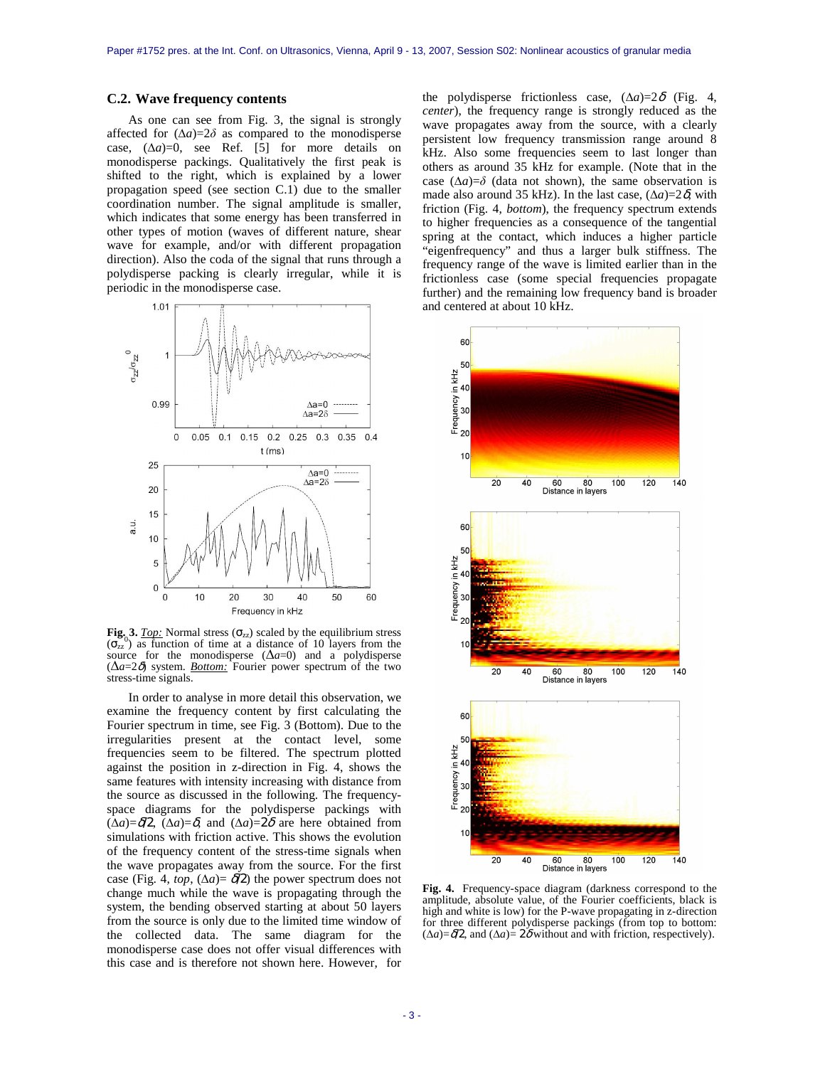### C.2. Wave frequency contents

As one can see from Fig. 3, the signal is strongly affected for $(\Delta a)=2\delta$ as compared to the monodisperse case, $(\Delta a)=0$, see Ref. [5] for more details on monodisperse packings. Qualitatively the first peak is shifted to the right, which is explained by a lower propagation speed (see section C.1) due to the smaller coordination number. The signal amplitude is smaller, which indicates that some energy has been transferred in other types of motion (waves of different nature, shear wave for example, and/or with different propagation direction). Also the coda of the signal that runs through a polydisperse packing is clearly irregular, while it is periodic in the monodisperse case.

**Fig. 3.** *Top:* Normal stress ($\sigma_{zz}$) scaled by the equilibrium stress ($\sigma_{zz}^0$) as function of time at a distance of 10 layers from the source for the monodisperse ($\Delta a$=0) and a polydisperse ($\Delta a=2\delta$) system. *Bottom:* Fourier power spectrum of the two stress-time signals.

In order to analyse in more detail this observation, we examine the frequency content by first calculating the Fourier spectrum in time, see Fig. 3 (Bottom). Due to the irregularities present at the contact level, some frequencies seem to be filtered. The spectrum plotted against the position in z-direction in Fig. 4, shows the same features with intensity increasing with distance from the source as discussed in the following. The frequency-space diagrams for the polydisperse packings with $(\Delta a)=\delta/2$, $(\Delta a)=\delta$, and $(\Delta a)=2\delta$ are here obtained from simulations with friction active. This shows the evolution of the frequency content of the stress-time signals when the wave propagates away from the source. For the first case (Fig. 4, *top*, $(\Delta a)=\delta/2$) the power spectrum does not change much while the wave is propagating through the system, the bending observed starting at about 50 layers from the source is only due to the limited time window of the collected data. The same diagram for the monodisperse case does not offer visual differences with this case and is therefore not shown here. However, for the polydisperse frictionless case, $(\Delta a)=2\delta$ (Fig. 4, *center*), the frequency range is strongly reduced as the wave propagates away from the source, with a clearly persistent low frequency transmission range around 8 kHz. Also some frequencies seem to last longer than others as around 35 kHz for example. (Note that in the case $(\Delta a)=\delta$ (data not shown), the same observation is made also around 35 kHz). In the last case, $(\Delta a)=2\delta$, with friction (Fig. 4, *bottom*), the frequency spectrum extends to higher frequencies as a consequence of the tangential spring at the contact, which induces a higher particle "eigenfrequency" and thus a larger bulk stiffness. The frequency range of the wave is limited earlier than in the frictionless case (some special frequencies propagate further) and the remaining low frequency band is broader and centered at about 10 kHz.

**Fig. 4.** Frequency-space diagram (darkness correspond to the amplitude, absolute value, of the Fourier coefficients, black is high and white is low) for the P-wave propagating in z-direction for three different polydisperse packings (from top to bottom: $(\Delta a)=\delta/2$, and $(\Delta a)= 2\delta$ without and with friction, respectively).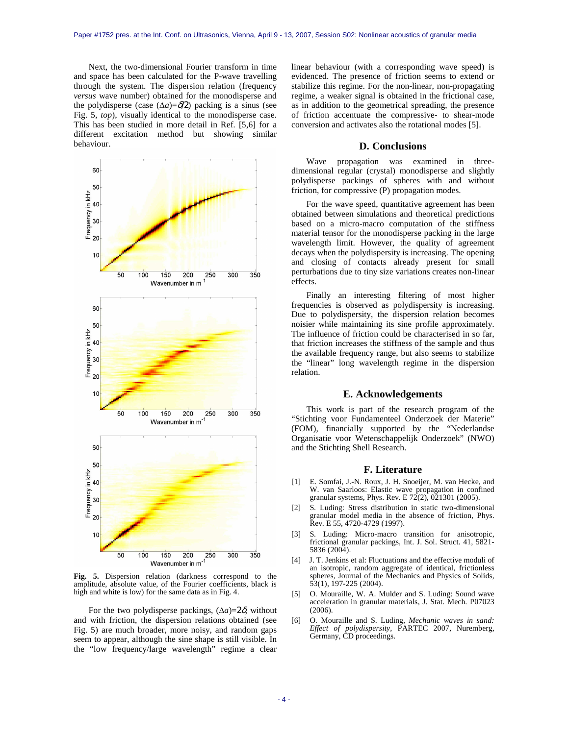Next, the two-dimensional Fourier transform in time and space has been calculated for the P-wave travelling through the system. The dispersion relation (frequency *versus* wave number) obtained for the monodisperse and the polydisperse (case $(\Delta a)=\delta/2$) packing is a sinus (see Fig. 5, *top*), visually identical to the monodisperse case. This has been studied in more detail in Ref. [5,6] for a different excitation method but showing similar behaviour.

60
50
40
30
20
10
Frequency in kHz
50 100 150 200 250 300 350
Wavenumber in m$^{-1}$

60
50
40
30
20
10
Frequency in kHz
50 100 150 200 250 300 350
Wavenumber in m$^{-1}$

60
50
40
30
20
10
Frequency in kHz
50 100 150 200 250 300 350
Wavenumber in m$^{-1}$

**Fig. 5.** Dispersion relation (darkness correspond to the amplitude, absolute value, of the Fourier coefficients, black is high and white is low) for the same data as in Fig. 4.

For the two polydisperse packings, $(\Delta a)=2\delta$, without and with friction, the dispersion relations obtained (see Fig. 5) are much broader, more noisy, and random gaps seem to appear, although the sine shape is still visible. In the "low frequency/large wavelength" regime a clear linear behaviour (with a corresponding wave speed) is evidenced. The presence of friction seems to extend or stabilize this regime. For the non-linear, non-propagating regime, a weaker signal is obtained in the frictional case, as in addition to the geometrical spreading, the presence of friction accentuate the compressive- to shear-mode conversion and activates also the rotational modes [5].

## D. Conclusions

Wave propagation was examined in three-dimensional regular (crystal) monodisperse and slightly polydisperse packings of spheres with and without friction, for compressive (P) propagation modes.

For the wave speed, quantitative agreement has been obtained between simulations and theoretical predictions based on a micro-macro computation of the stiffness material tensor for the monodisperse packing in the large wavelength limit. However, the quality of agreement decays when the polydispersity is increasing. The opening and closing of contacts already present for small perturbations due to tiny size variations creates non-linear effects.

Finally an interesting filtering of most higher frequencies is observed as polydispersity is increasing. Due to polydispersity, the dispersion relation becomes noisier while maintaining its sine profile approximately. The influence of friction could be characterised in so far, that friction increases the stiffness of the sample and thus the available frequency range, but also seems to stabilize the "linear" long wavelength regime in the dispersion relation.

## E. Acknowledgements

This work is part of the research program of the "Stichting voor Fundamenteel Onderzoek der Materie" (FOM), financially supported by the "Nederlandse Organisatie voor Wetenschappelijk Onderzoek" (NWO) and the Stichting Shell Research.

## F. Literature

[1] E. Somfai, J.-N. Roux, J. H. Snoeijer, M. van Hecke, and W. van Saarloos: Elastic wave propagation in confined granular systems, Phys. Rev. E 72(2), 021301 (2005).

[2] S. Luding: Stress distribution in static two-dimensional granular model media in the absence of friction, Phys. Rev. E 55, 4720-4729 (1997).

[3] S. Luding: Micro-macro transition for anisotropic, frictional granular packings, Int. J. Sol. Struct. 41, 5821-5836 (2004).

[4] J. T. Jenkins et al: Fluctuations and the effective moduli of an isotropic, random aggregate of identical, frictionless spheres, Journal of the Mechanics and Physics of Solids, 53(1), 197-225 (2004).

[5] O. Mouraille, W. A. Mulder and S. Luding: Sound wave acceleration in granular materials, J. Stat. Mech. P07023 (2006).

[6] O. Mouraille and S. Luding, *Mechanic waves in sand: Effect of polydispersity*, PARTEC 2007, Nuremberg, Germany, CD proceedings.